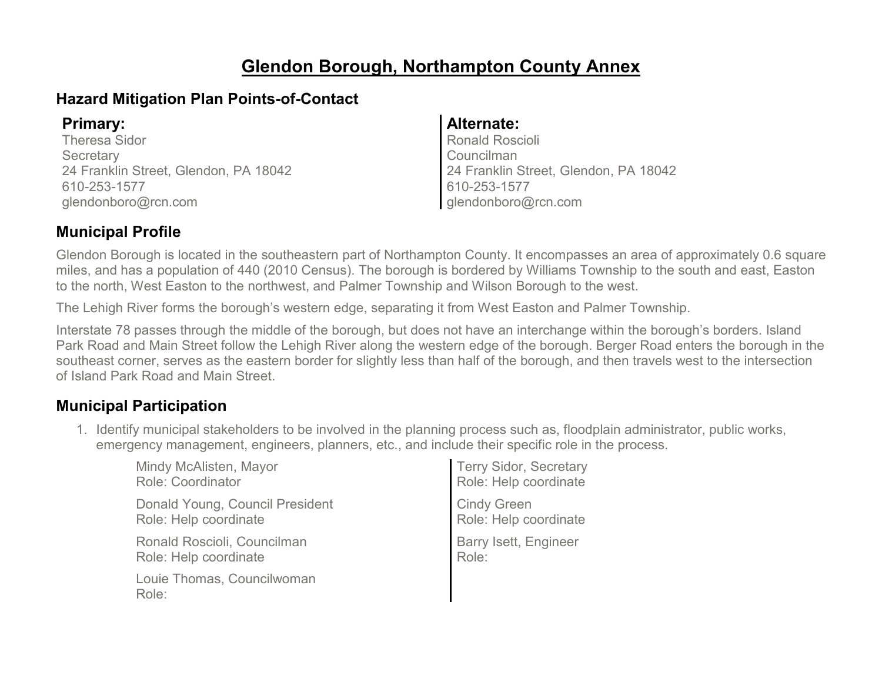# Glendon Borough, Northampton County Annex

## Hazard Mitigation Plan Points-of-Contact

**Primary:**
Theresa Sidor
Secretary
24 Franklin Street, Glendon, PA 18042
610-253-1577
glendonboro@rcn.com

**Alternate:**
Ronald Roscioli
Councilman
24 Franklin Street, Glendon, PA 18042
610-253-1577
glendonboro@rcn.com

## Municipal Profile

Glendon Borough is located in the southeastern part of Northampton County. It encompasses an area of approximately 0.6 square miles, and has a population of 440 (2010 Census). The borough is bordered by Williams Township to the south and east, Easton to the north, West Easton to the northwest, and Palmer Township and Wilson Borough to the west.

The Lehigh River forms the borough's western edge, separating it from West Easton and Palmer Township.

Interstate 78 passes through the middle of the borough, but does not have an interchange within the borough's borders. Island Park Road and Main Street follow the Lehigh River along the western edge of the borough. Berger Road enters the borough in the southeast corner, serves as the eastern border for slightly less than half of the borough, and then travels west to the intersection of Island Park Road and Main Street.

## Municipal Participation

1. Identify municipal stakeholders to be involved in the planning process such as, floodplain administrator, public works, emergency management, engineers, planners, etc., and include their specific role in the process.

   Mindy McAlisten, Mayor
   Role: Coordinator

   Donald Young, Council President
   Role: Help coordinate

   Ronald Roscioli, Councilman
   Role: Help coordinate

   Louie Thomas, Councilwoman
   Role:

   Terry Sidor, Secretary
   Role: Help coordinate

   Cindy Green
   Role: Help coordinate

   Barry Isett, Engineer
   Role: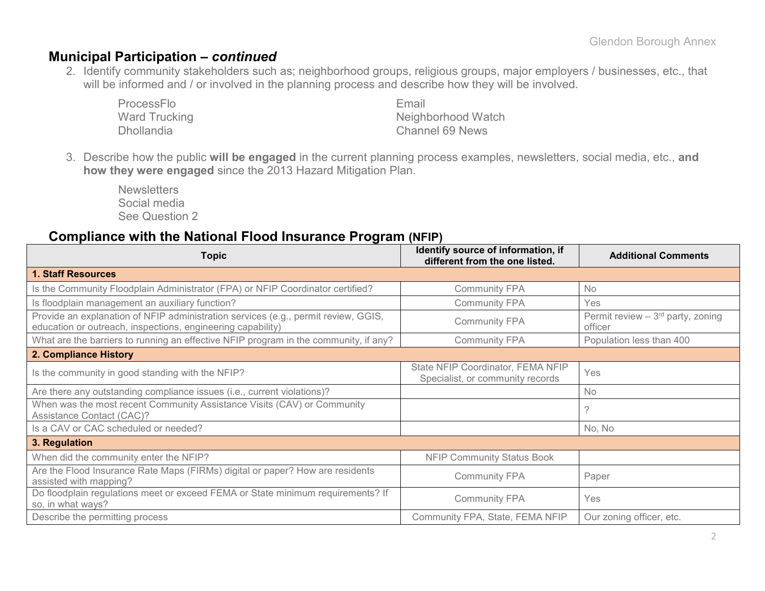## Municipal Participation – *continued*

2. Identify community stakeholders such as; neighborhood groups, religious groups, major employers / businesses, etc., that will be informed and / or involved in the planning process and describe how they will be involved.

   ProcessFlo
   Ward Trucking
   Dhollandia
   Email
   Neighborhood Watch
   Channel 69 News

3. Describe how the public **will be engaged** in the current planning process examples, newsletters, social media, etc., **and how they were engaged** since the 2013 Hazard Mitigation Plan.

   Newsletters
   Social media
   See Question 2

## Compliance with the National Flood Insurance Program (NFIP)

| Topic | Identify source of information, if different from the one listed. | Additional Comments |
|---|---|---|
| **1. Staff Resources** | | |
| Is the Community Floodplain Administrator (FPA) or NFIP Coordinator certified? | Community FPA | No |
| Is floodplain management an auxiliary function? | Community FPA | Yes |
| Provide an explanation of NFIP administration services (e.g., permit review, GGIS, education or outreach, inspections, engineering capability) | Community FPA | Permit review – 3rd party, zoning officer |
| What are the barriers to running an effective NFIP program in the community, if any? | Community FPA | Population less than 400 |
| **2. Compliance History** | | |
| Is the community in good standing with the NFIP? | State NFIP Coordinator, FEMA NFIP Specialist, or community records | Yes |
| Are there any outstanding compliance issues (i.e., current violations)? | | No |
| When was the most recent Community Assistance Visits (CAV) or Community Assistance Contact (CAC)? | | ? |
| Is a CAV or CAC scheduled or needed? | | No, No |
| **3. Regulation** | | |
| When did the community enter the NFIP? | NFIP Community Status Book | |
| Are the Flood Insurance Rate Maps (FIRMs) digital or paper? How are residents assisted with mapping? | Community FPA | Paper |
| Do floodplain regulations meet or exceed FEMA or State minimum requirements? If so, in what ways? | Community FPA | Yes |
| Describe the permitting process | Community FPA, State, FEMA NFIP | Our zoning officer, etc. |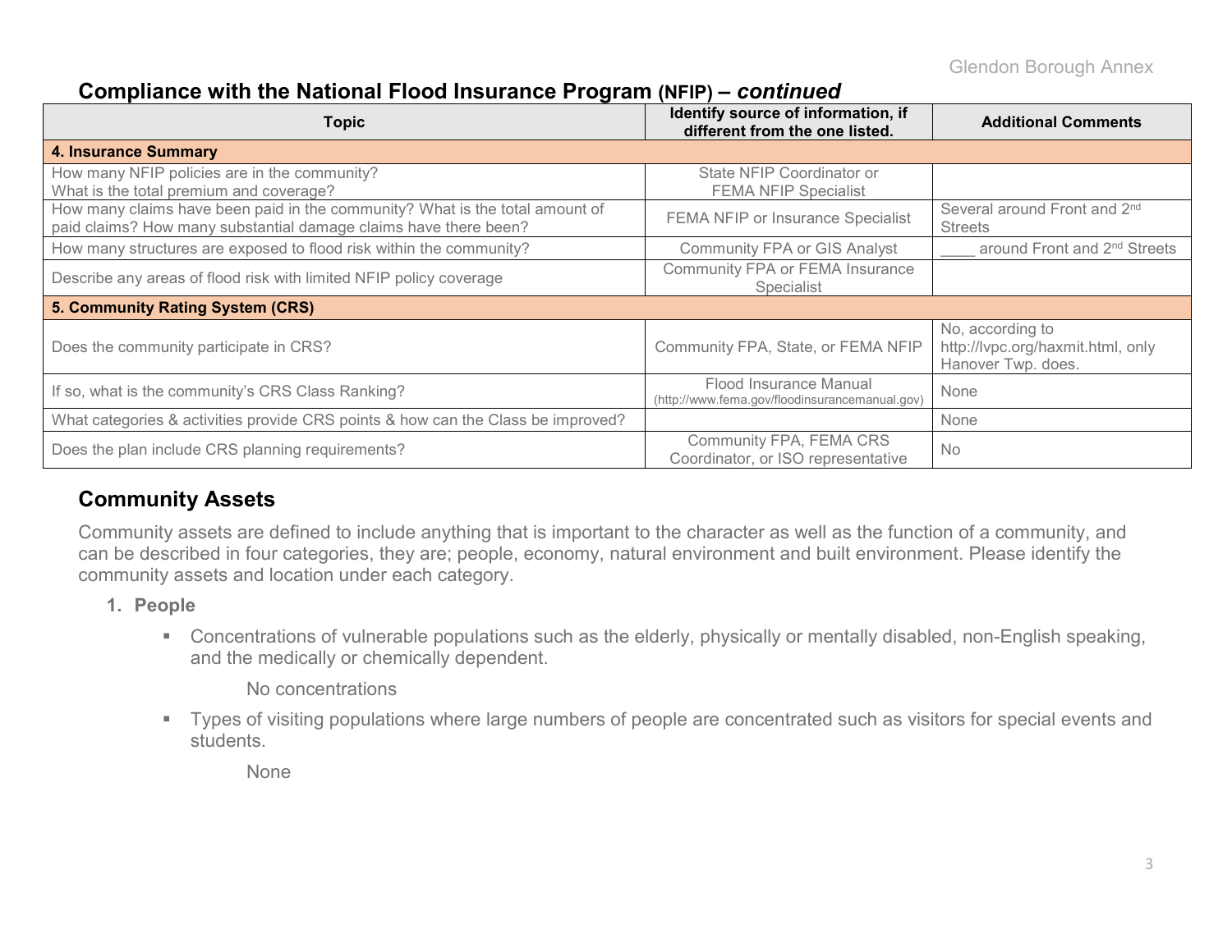## Compliance with the National Flood Insurance Program (NFIP) – *continued*

| Topic | Identify source of information, if different from the one listed. | Additional Comments |
|---|---|---|
| **4. Insurance Summary** | | |
| How many NFIP policies are in the community? What is the total premium and coverage? | State NFIP Coordinator or FEMA NFIP Specialist | |
| How many claims have been paid in the community? What is the total amount of paid claims? How many substantial damage claims have there been? | FEMA NFIP or Insurance Specialist | Several around Front and 2nd Streets |
| How many structures are exposed to flood risk within the community? | Community FPA or GIS Analyst | ____ around Front and 2nd Streets |
| Describe any areas of flood risk with limited NFIP policy coverage | Community FPA or FEMA Insurance Specialist | |
| **5. Community Rating System (CRS)** | | |
| Does the community participate in CRS? | Community FPA, State, or FEMA NFIP | No, according to http://lvpc.org/haxmit.html, only Hanover Twp. does. |
| If so, what is the community's CRS Class Ranking? | Flood Insurance Manual (http://www.fema.gov/floodinsurancemanual.gov) | None |
| What categories & activities provide CRS points & how can the Class be improved? | | None |
| Does the plan include CRS planning requirements? | Community FPA, FEMA CRS Coordinator, or ISO representative | No |

## Community Assets

Community assets are defined to include anything that is important to the character as well as the function of a community, and can be described in four categories, they are; people, economy, natural environment and built environment. Please identify the community assets and location under each category.

1. **People**
   - Concentrations of vulnerable populations such as the elderly, physically or mentally disabled, non-English speaking, and the medically or chemically dependent.

     No concentrations

   - Types of visiting populations where large numbers of people are concentrated such as visitors for special events and students.

     None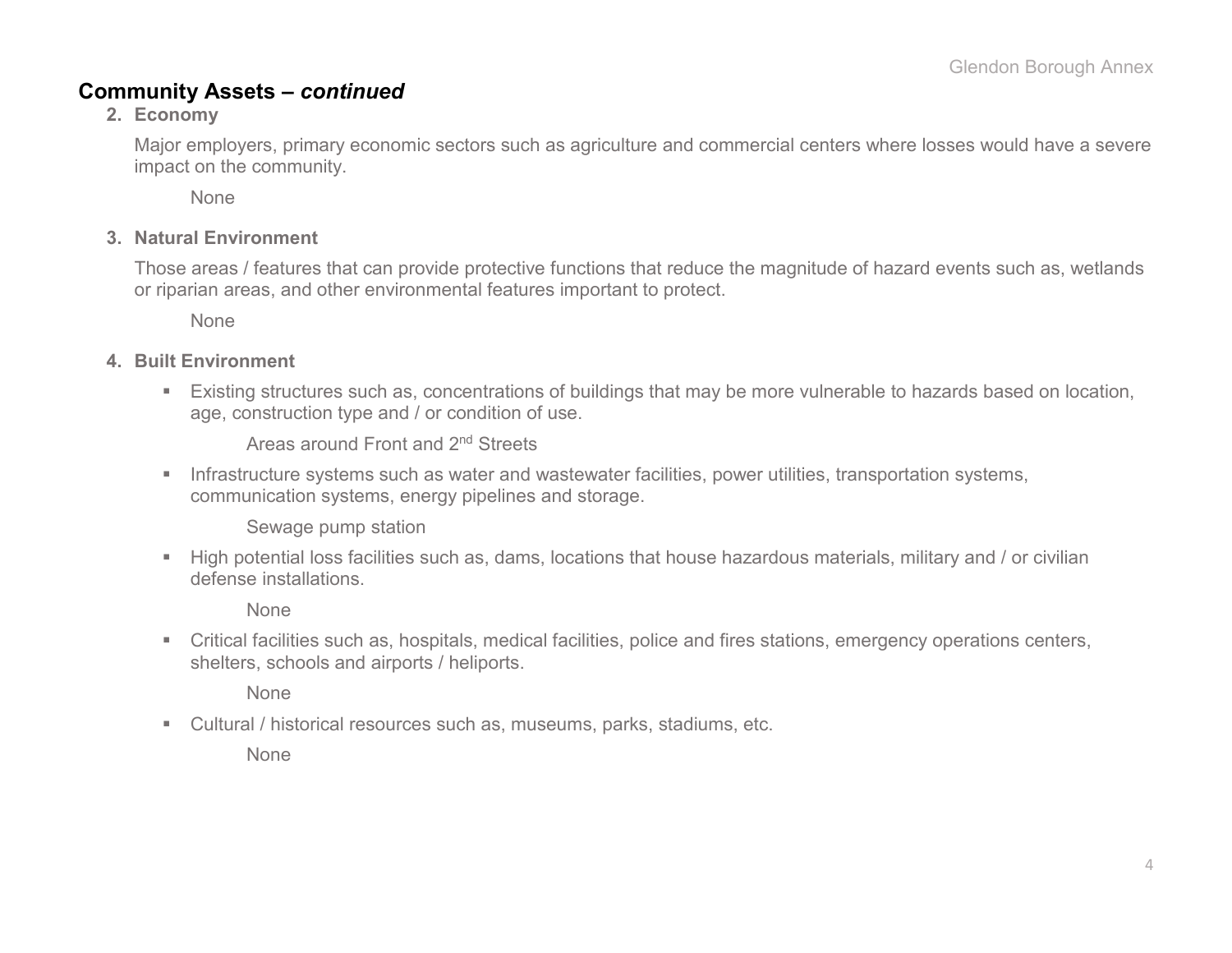## Community Assets – *continued*

2. **Economy**

   Major employers, primary economic sectors such as agriculture and commercial centers where losses would have a severe impact on the community.

   None

3. **Natural Environment**

   Those areas / features that can provide protective functions that reduce the magnitude of hazard events such as, wetlands or riparian areas, and other environmental features important to protect.

   None

4. **Built Environment**

   - Existing structures such as, concentrations of buildings that may be more vulnerable to hazards based on location, age, construction type and / or condition of use.

     Areas around Front and 2nd Streets

   - Infrastructure systems such as water and wastewater facilities, power utilities, transportation systems, communication systems, energy pipelines and storage.

     Sewage pump station

   - High potential loss facilities such as, dams, locations that house hazardous materials, military and / or civilian defense installations.

     None

   - Critical facilities such as, hospitals, medical facilities, police and fires stations, emergency operations centers, shelters, schools and airports / heliports.

     None

   - Cultural / historical resources such as, museums, parks, stadiums, etc.

     None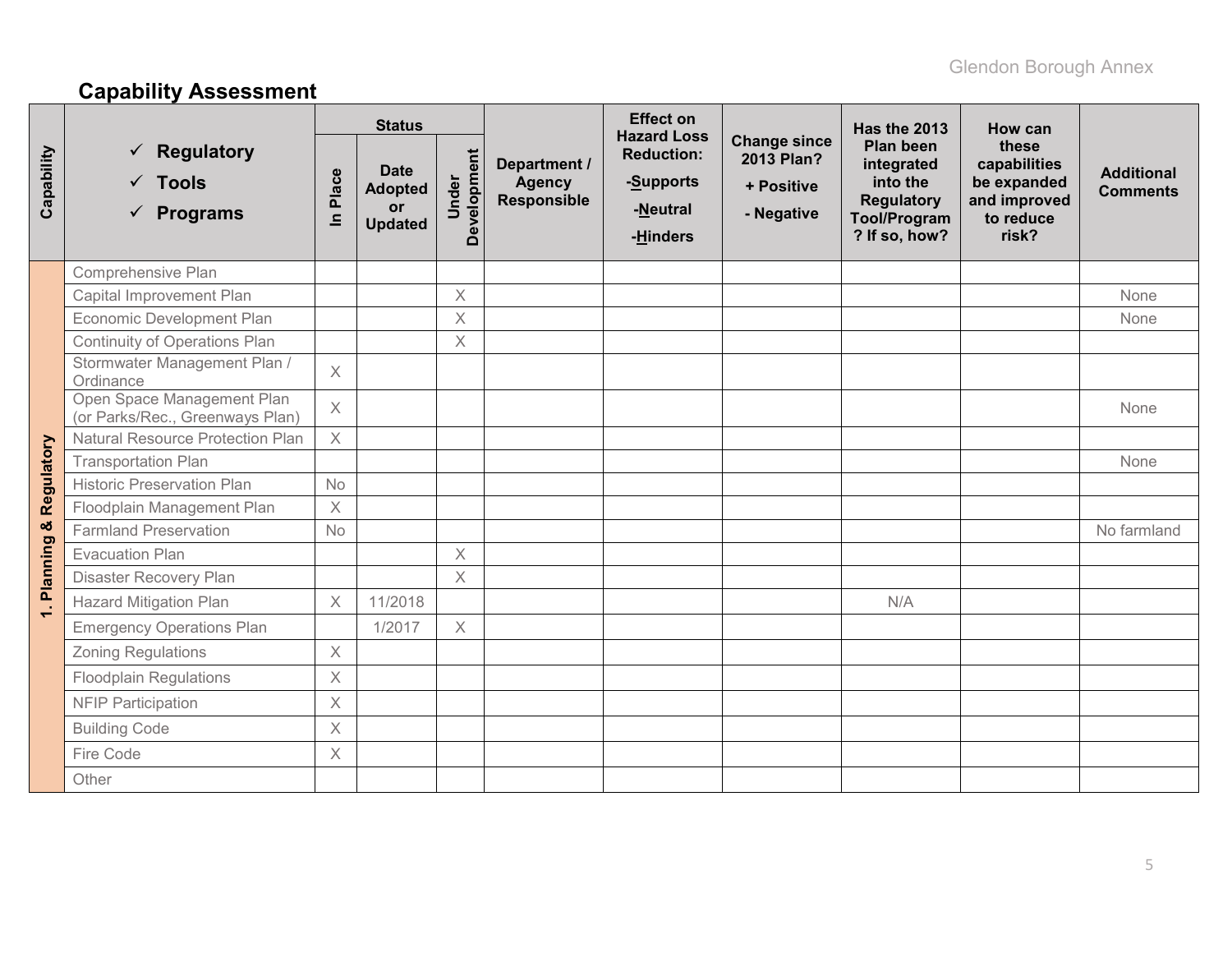## Capability Assessment

| Capability | ✓ Regulatory ✓ Tools ✓ Programs | Status | | | Department / Agency Responsible | Effect on Hazard Loss Reduction: -Supports -Neutral -Hinders | Change since 2013 Plan? + Positive - Negative | Has the 2013 Plan been integrated into the Regulatory Tool/Program? If so, how? | How can these capabilities be expanded and improved to reduce risk? | Additional Comments |
|---|---|---|---|---|---|---|---|---|---|---|
| | | In Place | Date Adopted or Updated | Under Development | | | | | | |
| 1. Planning & Regulatory | Comprehensive Plan | | | | | | | | | |
| | Capital Improvement Plan | | | X | | | | | | None |
| | Economic Development Plan | | | X | | | | | | None |
| | Continuity of Operations Plan | | | X | | | | | | |
| | Stormwater Management Plan / Ordinance | X | | | | | | | | |
| | Open Space Management Plan (or Parks/Rec., Greenways Plan) | X | | | | | | | | None |
| | Natural Resource Protection Plan | X | | | | | | | | |
| | Transportation Plan | | | | | | | | | None |
| | Historic Preservation Plan | No | | | | | | | | |
| | Floodplain Management Plan | X | | | | | | | | |
| | Farmland Preservation | No | | | | | | | | No farmland |
| | Evacuation Plan | | | X | | | | | | |
| | Disaster Recovery Plan | | | X | | | | | | |
| | Hazard Mitigation Plan | X | 11/2018 | | | | | N/A | | |
| | Emergency Operations Plan | | 1/2017 | X | | | | | | |
| | Zoning Regulations | X | | | | | | | | |
| | Floodplain Regulations | X | | | | | | | | |
| | NFIP Participation | X | | | | | | | | |
| | Building Code | X | | | | | | | | |
| | Fire Code | X | | | | | | | | |
| | Other | | | | | | | | | |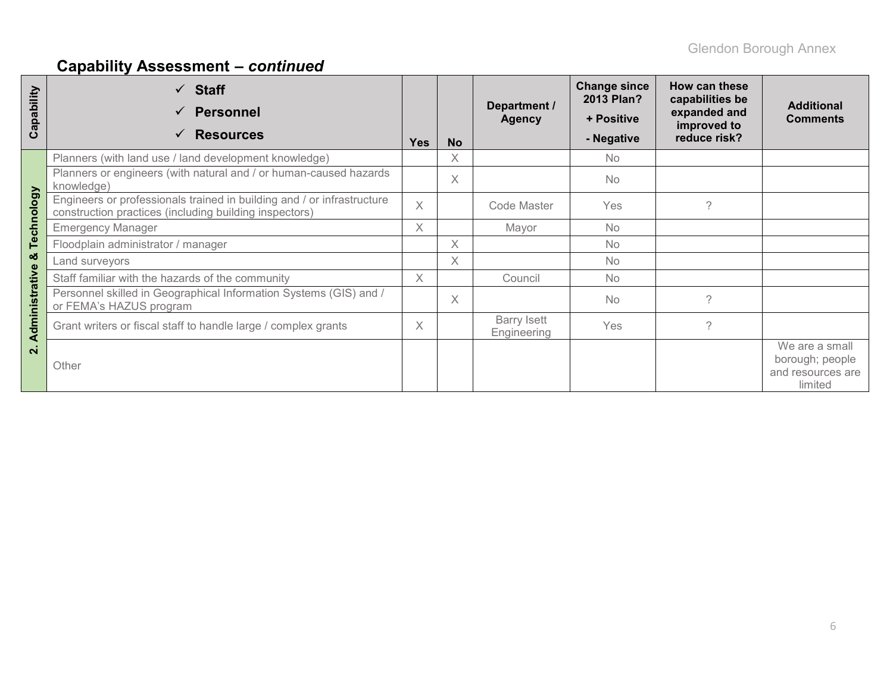## Capability Assessment – *continued*

| Capability | ✓ Staff ✓ Personnel ✓ Resources | Yes | No | Department / Agency | Change since 2013 Plan? + Positive - Negative | How can these capabilities be expanded and improved to reduce risk? | Additional Comments |
|---|---|---|---|---|---|---|---|
| 2. Administrative & Technology | Planners (with land use / land development knowledge) | | X | | No | | |
| | Planners or engineers (with natural and / or human-caused hazards knowledge) | | X | | No | | |
| | Engineers or professionals trained in building and / or infrastructure construction practices (including building inspectors) | X | | Code Master | Yes | ? | |
| | Emergency Manager | X | | Mayor | No | | |
| | Floodplain administrator / manager | | X | | No | | |
| | Land surveyors | | X | | No | | |
| | Staff familiar with the hazards of the community | X | | Council | No | | |
| | Personnel skilled in Geographical Information Systems (GIS) and / or FEMA's HAZUS program | | X | | No | ? | |
| | Grant writers or fiscal staff to handle large / complex grants | X | | Barry Isett Engineering | Yes | ? | |
| | Other | | | | | | We are a small borough; people and resources are limited |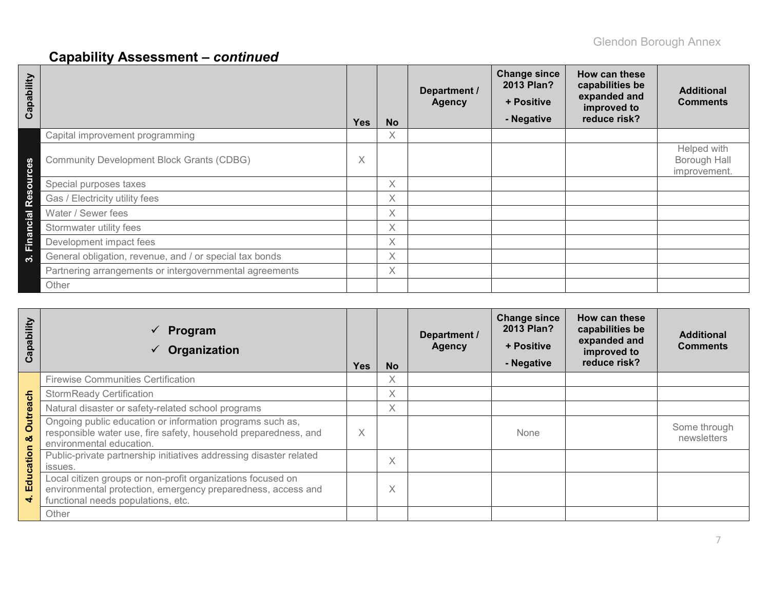## Capability Assessment – *continued*

| Capability | | Yes | No | Department / Agency | Change since 2013 Plan? + Positive - Negative | How can these capabilities be expanded and improved to reduce risk? | Additional Comments |
|---|---|---|---|---|---|---|---|
| 3. Financial Resources | Capital improvement programming | | X | | | | |
| | Community Development Block Grants (CDBG) | X | | | | | Helped with Borough Hall improvement. |
| | Special purposes taxes | | X | | | | |
| | Gas / Electricity utility fees | | X | | | | |
| | Water / Sewer fees | | X | | | | |
| | Stormwater utility fees | | X | | | | |
| | Development impact fees | | X | | | | |
| | General obligation, revenue, and / or special tax bonds | | X | | | | |
| | Partnering arrangements or intergovernmental agreements | | X | | | | |
| | Other | | | | | | |

| Capability | ✓ Program ✓ Organization | Yes | No | Department / Agency | Change since 2013 Plan? + Positive - Negative | How can these capabilities be expanded and improved to reduce risk? | Additional Comments |
|---|---|---|---|---|---|---|---|
| 4. Education & Outreach | Firewise Communities Certification | | X | | | | |
| | StormReady Certification | | X | | | | |
| | Natural disaster or safety-related school programs | | X | | | | |
| | Ongoing public education or information programs such as, responsible water use, fire safety, household preparedness, and environmental education. | X | | | None | | Some through newsletters |
| | Public-private partnership initiatives addressing disaster related issues. | | X | | | | |
| | Local citizen groups or non-profit organizations focused on environmental protection, emergency preparedness, access and functional needs populations, etc. | | X | | | | |
| | Other | | | | | | |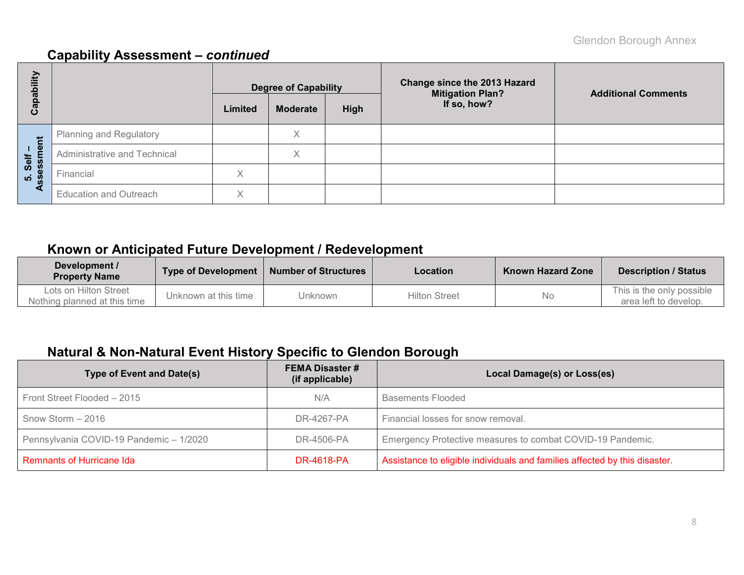## Capability Assessment – *continued*

| Capability | | Degree of Capability | | | Change since the 2013 Hazard Mitigation Plan? If so, how? | Additional Comments |
|---|---|---|---|---|---|---|
| | | Limited | Moderate | High | | |
| 5. Self – Assessment | Planning and Regulatory | | X | | | |
| | Administrative and Technical | | X | | | |
| | Financial | X | | | | |
| | Education and Outreach | X | | | | |

## Known or Anticipated Future Development / Redevelopment

| Development / Property Name | Type of Development | Number of Structures | Location | Known Hazard Zone | Description / Status |
|---|---|---|---|---|---|
| Lots on Hilton Street Nothing planned at this time | Unknown at this time | Unknown | Hilton Street | No | This is the only possible area left to develop. |

## Natural & Non-Natural Event History Specific to Glendon Borough

| Type of Event and Date(s) | FEMA Disaster # (if applicable) | Local Damage(s) or Loss(es) |
|---|---|---|
| Front Street Flooded – 2015 | N/A | Basements Flooded |
| Snow Storm – 2016 | DR-4267-PA | Financial losses for snow removal. |
| Pennsylvania COVID-19 Pandemic – 1/2020 | DR-4506-PA | Emergency Protective measures to combat COVID-19 Pandemic. |
| Remnants of Hurricane Ida | DR-4618-PA | Assistance to eligible individuals and families affected by this disaster. |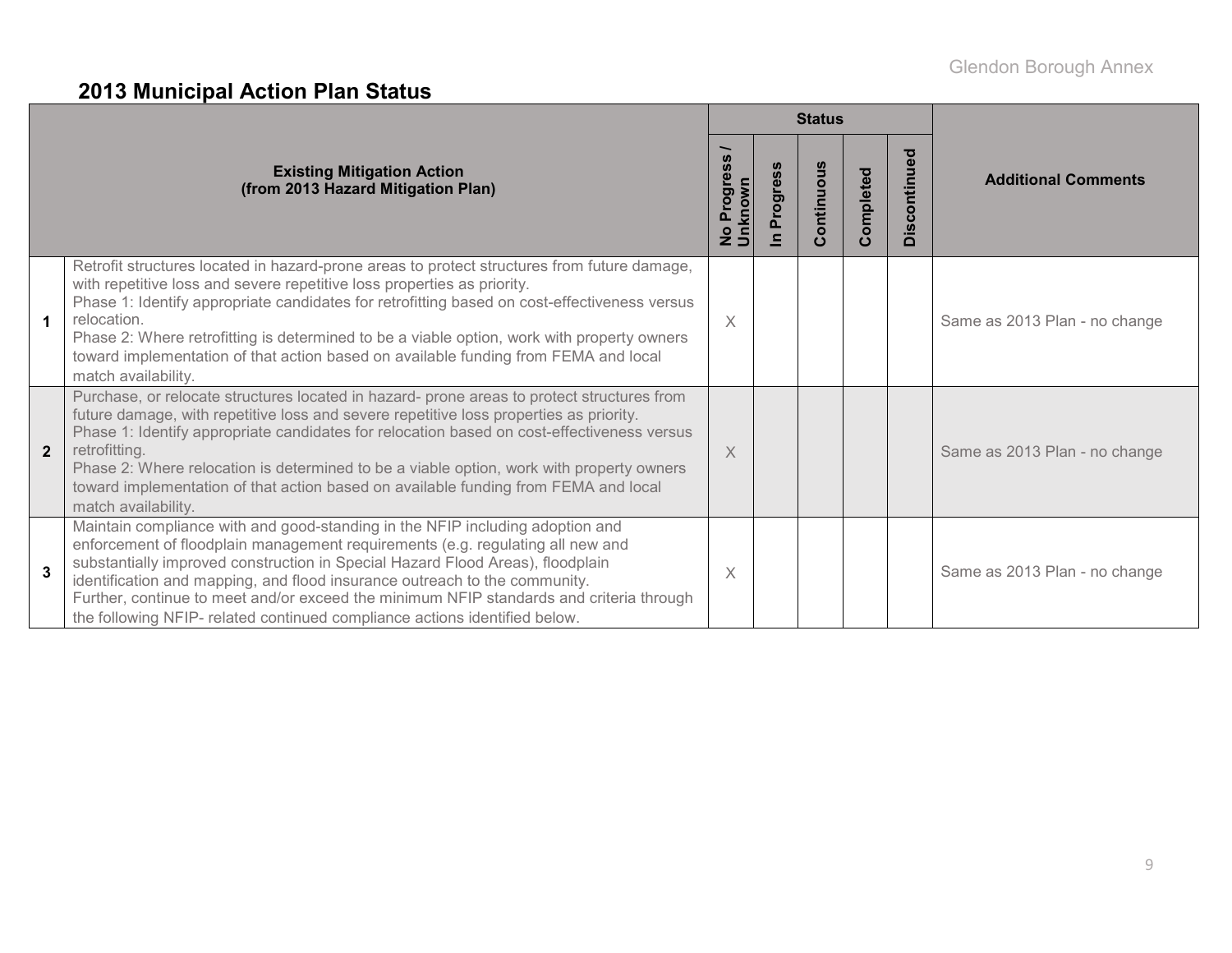## 2013 Municipal Action Plan Status

| | Existing Mitigation Action (from 2013 Hazard Mitigation Plan) | Status | | | | | Additional Comments |
|---|---|---|---|---|---|---|---|
| | | No Progress / Unknown | In Progress | Continuous | Completed | Discontinued | |
| **1** | Retrofit structures located in hazard-prone areas to protect structures from future damage, with repetitive loss and severe repetitive loss properties as priority.<br>Phase 1: Identify appropriate candidates for retrofitting based on cost-effectiveness versus relocation.<br>Phase 2: Where retrofitting is determined to be a viable option, work with property owners toward implementation of that action based on available funding from FEMA and local match availability. | X | | | | | Same as 2013 Plan - no change |
| **2** | Purchase, or relocate structures located in hazard- prone areas to protect structures from future damage, with repetitive loss and severe repetitive loss properties as priority.<br>Phase 1: Identify appropriate candidates for relocation based on cost-effectiveness versus retrofitting.<br>Phase 2: Where relocation is determined to be a viable option, work with property owners toward implementation of that action based on available funding from FEMA and local match availability. | X | | | | | Same as 2013 Plan - no change |
| **3** | Maintain compliance with and good-standing in the NFIP including adoption and enforcement of floodplain management requirements (e.g. regulating all new and substantially improved construction in Special Hazard Flood Areas), floodplain identification and mapping, and flood insurance outreach to the community.<br>Further, continue to meet and/or exceed the minimum NFIP standards and criteria through the following NFIP- related continued compliance actions identified below. | X | | | | | Same as 2013 Plan - no change |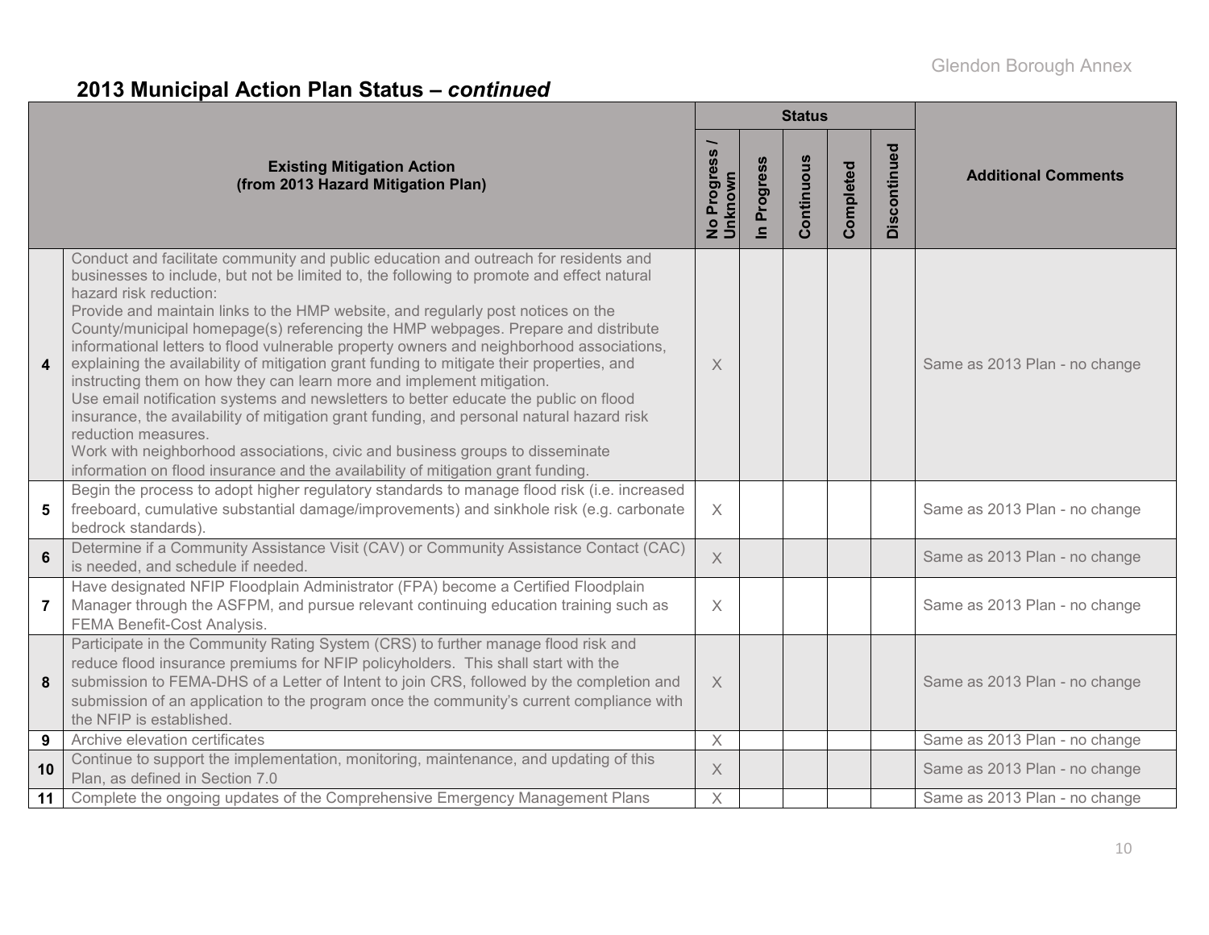## 2013 Municipal Action Plan Status – *continued*

| | Existing Mitigation Action (from 2013 Hazard Mitigation Plan) | Status | | | | | Additional Comments |
|---|---|---|---|---|---|---|---|
| | | No Progress / Unknown | In Progress | Continuous | Completed | Discontinued | |
| 4 | Conduct and facilitate community and public education and outreach for residents and businesses to include, but not be limited to, the following to promote and effect natural hazard risk reduction: Provide and maintain links to the HMP website, and regularly post notices on the County/municipal homepage(s) referencing the HMP webpages. Prepare and distribute informational letters to flood vulnerable property owners and neighborhood associations, explaining the availability of mitigation grant funding to mitigate their properties, and instructing them on how they can learn more and implement mitigation. Use email notification systems and newsletters to better educate the public on flood insurance, the availability of mitigation grant funding, and personal natural hazard risk reduction measures. Work with neighborhood associations, civic and business groups to disseminate information on flood insurance and the availability of mitigation grant funding. | X | | | | | Same as 2013 Plan - no change |
| 5 | Begin the process to adopt higher regulatory standards to manage flood risk (i.e. increased freeboard, cumulative substantial damage/improvements) and sinkhole risk (e.g. carbonate bedrock standards). | X | | | | | Same as 2013 Plan - no change |
| 6 | Determine if a Community Assistance Visit (CAV) or Community Assistance Contact (CAC) is needed, and schedule if needed. | X | | | | | Same as 2013 Plan - no change |
| 7 | Have designated NFIP Floodplain Administrator (FPA) become a Certified Floodplain Manager through the ASFPM, and pursue relevant continuing education training such as FEMA Benefit-Cost Analysis. | X | | | | | Same as 2013 Plan - no change |
| 8 | Participate in the Community Rating System (CRS) to further manage flood risk and reduce flood insurance premiums for NFIP policyholders. This shall start with the submission to FEMA-DHS of a Letter of Intent to join CRS, followed by the completion and submission of an application to the program once the community's current compliance with the NFIP is established. | X | | | | | Same as 2013 Plan - no change |
| 9 | Archive elevation certificates | X | | | | | Same as 2013 Plan - no change |
| 10 | Continue to support the implementation, monitoring, maintenance, and updating of this Plan, as defined in Section 7.0 | X | | | | | Same as 2013 Plan - no change |
| 11 | Complete the ongoing updates of the Comprehensive Emergency Management Plans | X | | | | | Same as 2013 Plan - no change |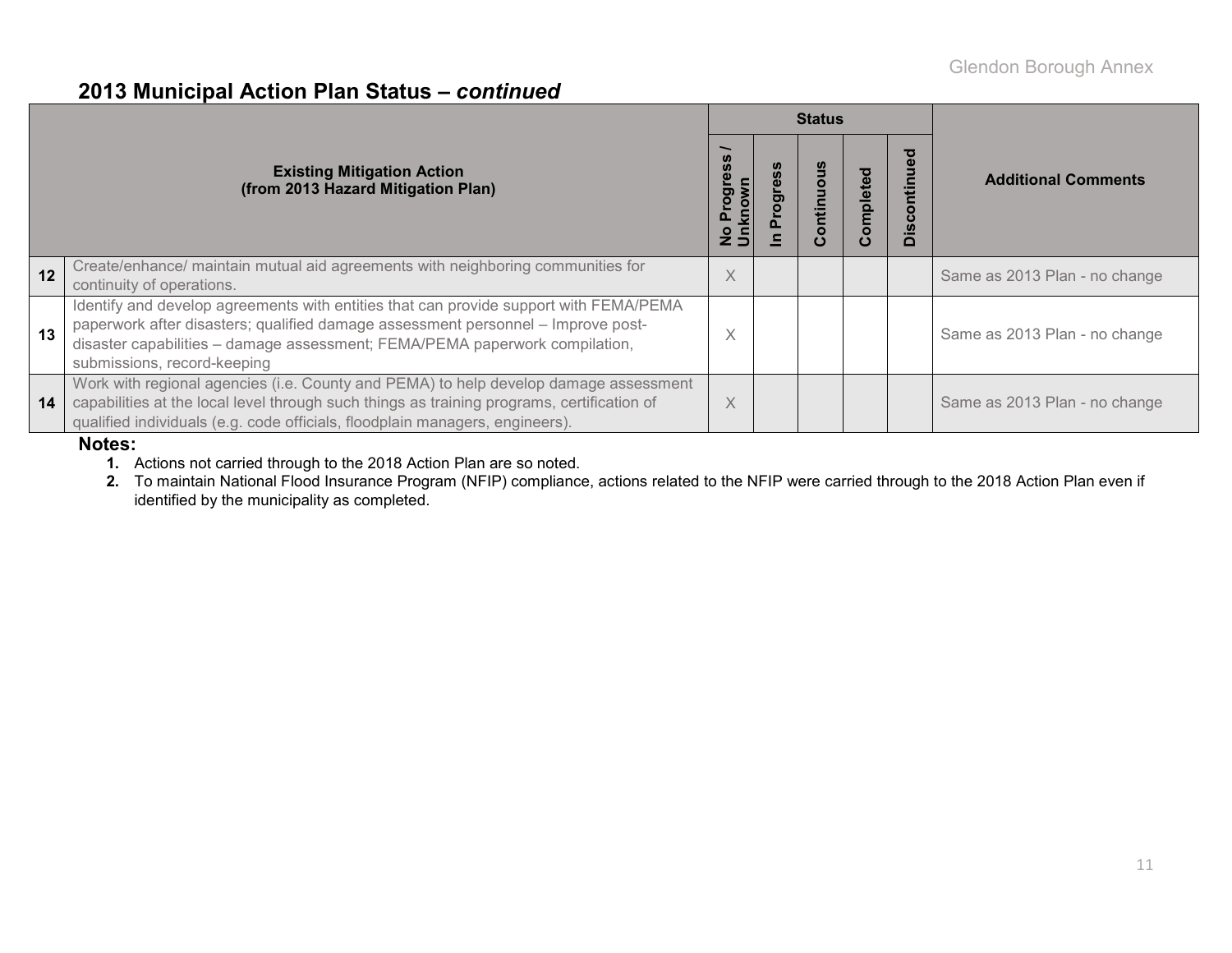## 2013 Municipal Action Plan Status – *continued*

| | Existing Mitigation Action (from 2013 Hazard Mitigation Plan) | Status | | | | | Additional Comments |
|---|---|---|---|---|---|---|---|
| | | No Progress / Unknown | In Progress | Continuous | Completed | Discontinued | |
| 12 | Create/enhance/ maintain mutual aid agreements with neighboring communities for continuity of operations. | X | | | | | Same as 2013 Plan - no change |
| 13 | Identify and develop agreements with entities that can provide support with FEMA/PEMA paperwork after disasters; qualified damage assessment personnel – Improve post-disaster capabilities – damage assessment; FEMA/PEMA paperwork compilation, submissions, record-keeping | X | | | | | Same as 2013 Plan - no change |
| 14 | Work with regional agencies (i.e. County and PEMA) to help develop damage assessment capabilities at the local level through such things as training programs, certification of qualified individuals (e.g. code officials, floodplain managers, engineers). | X | | | | | Same as 2013 Plan - no change |

**Notes:**

1. Actions not carried through to the 2018 Action Plan are so noted.
2. To maintain National Flood Insurance Program (NFIP) compliance, actions related to the NFIP were carried through to the 2018 Action Plan even if identified by the municipality as completed.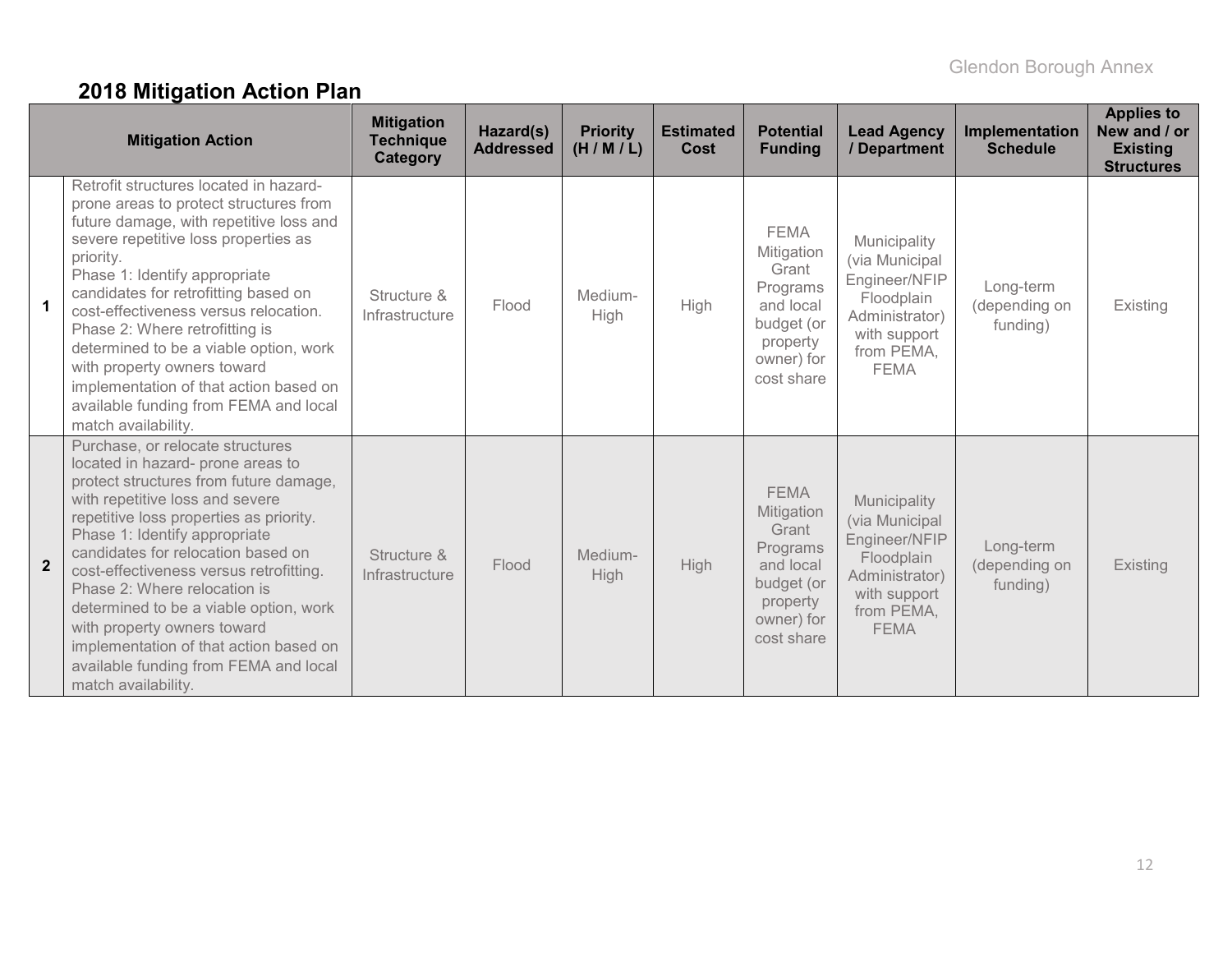## 2018 Mitigation Action Plan

| | Mitigation Action | Mitigation Technique Category | Hazard(s) Addressed | Priority (H / M / L) | Estimated Cost | Potential Funding | Lead Agency / Department | Implementation Schedule | Applies to New and / or Existing Structures |
|---|---|---|---|---|---|---|---|---|---|
| 1 | Retrofit structures located in hazard-prone areas to protect structures from future damage, with repetitive loss and severe repetitive loss properties as priority. Phase 1: Identify appropriate candidates for retrofitting based on cost-effectiveness versus relocation. Phase 2: Where retrofitting is determined to be a viable option, work with property owners toward implementation of that action based on available funding from FEMA and local match availability. | Structure & Infrastructure | Flood | Medium-High | High | FEMA Mitigation Grant Programs and local budget (or property owner) for cost share | Municipality (via Municipal Engineer/NFIP Floodplain Administrator) with support from PEMA, FEMA | Long-term (depending on funding) | Existing |
| 2 | Purchase, or relocate structures located in hazard- prone areas to protect structures from future damage, with repetitive loss and severe repetitive loss properties as priority. Phase 1: Identify appropriate candidates for relocation based on cost-effectiveness versus retrofitting. Phase 2: Where relocation is determined to be a viable option, work with property owners toward implementation of that action based on available funding from FEMA and local match availability. | Structure & Infrastructure | Flood | Medium-High | High | FEMA Mitigation Grant Programs and local budget (or property owner) for cost share | Municipality (via Municipal Engineer/NFIP Floodplain Administrator) with support from PEMA, FEMA | Long-term (depending on funding) | Existing |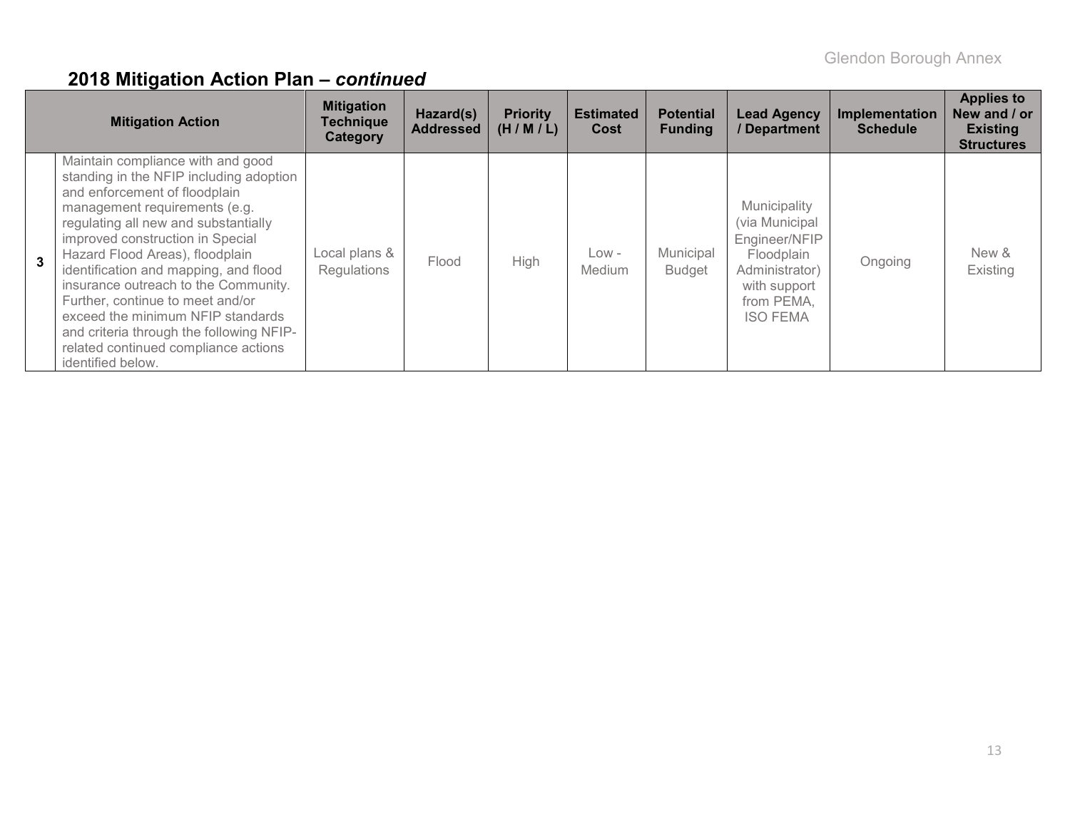## 2018 Mitigation Action Plan – *continued*

| | Mitigation Action | Mitigation Technique Category | Hazard(s) Addressed | Priority (H / M / L) | Estimated Cost | Potential Funding | Lead Agency / Department | Implementation Schedule | Applies to New and / or Existing Structures |
|---|---|---|---|---|---|---|---|---|---|
| **3** | Maintain compliance with and good standing in the NFIP including adoption and enforcement of floodplain management requirements (e.g. regulating all new and substantially improved construction in Special Hazard Flood Areas), floodplain identification and mapping, and flood insurance outreach to the Community. Further, continue to meet and/or exceed the minimum NFIP standards and criteria through the following NFIP-related continued compliance actions identified below. | Local plans & Regulations | Flood | High | Low - Medium | Municipal Budget | Municipality (via Municipal Engineer/NFIP Floodplain Administrator) with support from PEMA, ISO FEMA | Ongoing | New & Existing |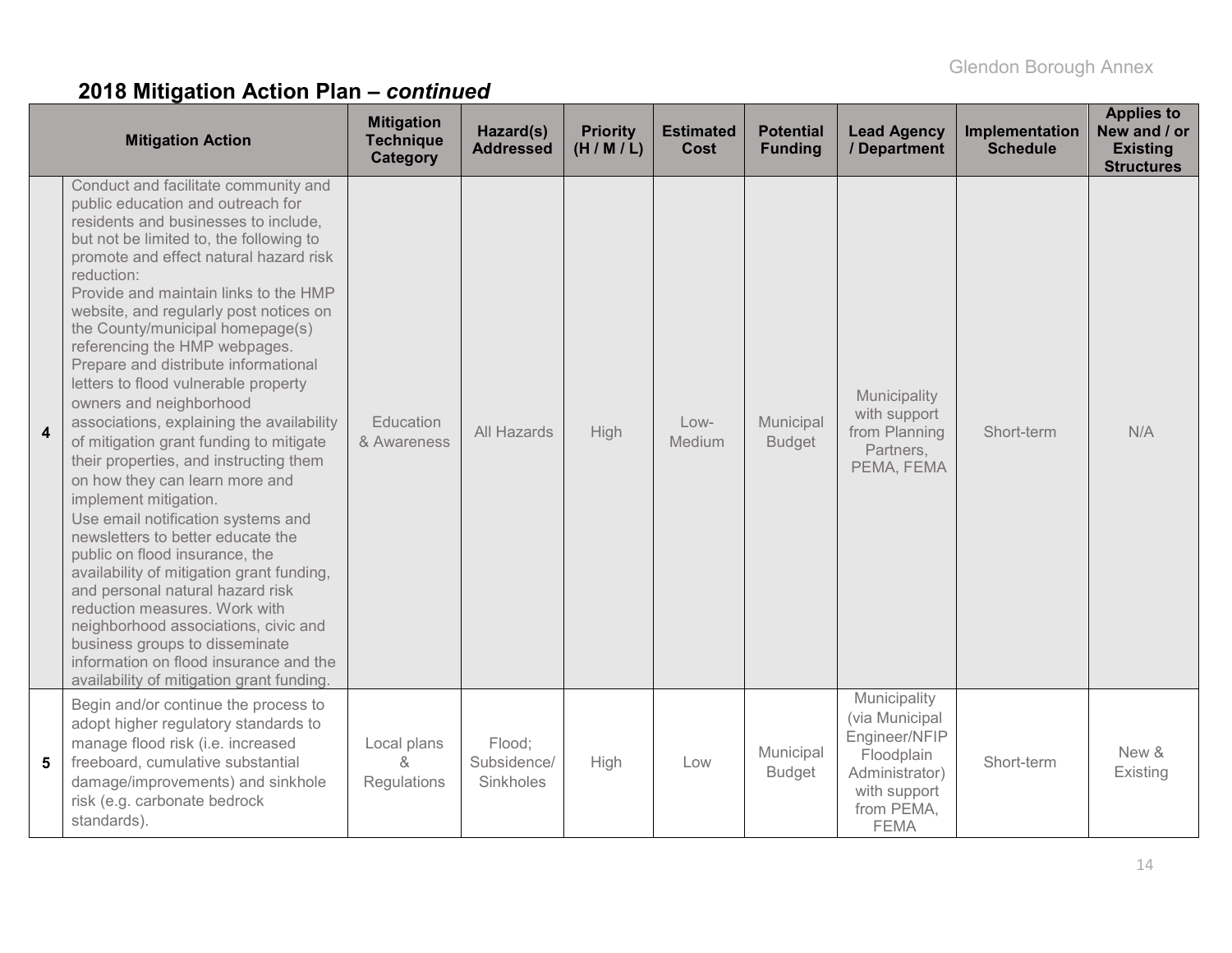## 2018 Mitigation Action Plan – *continued*

| | Mitigation Action | Mitigation Technique Category | Hazard(s) Addressed | Priority (H / M / L) | Estimated Cost | Potential Funding | Lead Agency / Department | Implementation Schedule | Applies to New and / or Existing Structures |
|---|---|---|---|---|---|---|---|---|---|
| 4 | Conduct and facilitate community and public education and outreach for residents and businesses to include, but not be limited to, the following to promote and effect natural hazard risk reduction: Provide and maintain links to the HMP website, and regularly post notices on the County/municipal homepage(s) referencing the HMP webpages. Prepare and distribute informational letters to flood vulnerable property owners and neighborhood associations, explaining the availability of mitigation grant funding to mitigate their properties, and instructing them on how they can learn more and implement mitigation. Use email notification systems and newsletters to better educate the public on flood insurance, the availability of mitigation grant funding, and personal natural hazard risk reduction measures. Work with neighborhood associations, civic and business groups to disseminate information on flood insurance and the availability of mitigation grant funding. | Education & Awareness | All Hazards | High | Low-Medium | Municipal Budget | Municipality with support from Planning Partners, PEMA, FEMA | Short-term | N/A |
| 5 | Begin and/or continue the process to adopt higher regulatory standards to manage flood risk (i.e. increased freeboard, cumulative substantial damage/improvements) and sinkhole risk (e.g. carbonate bedrock standards). | Local plans & Regulations | Flood; Subsidence/ Sinkholes | High | Low | Municipal Budget | Municipality (via Municipal Engineer/NFIP Floodplain Administrator) with support from PEMA, FEMA | Short-term | New & Existing |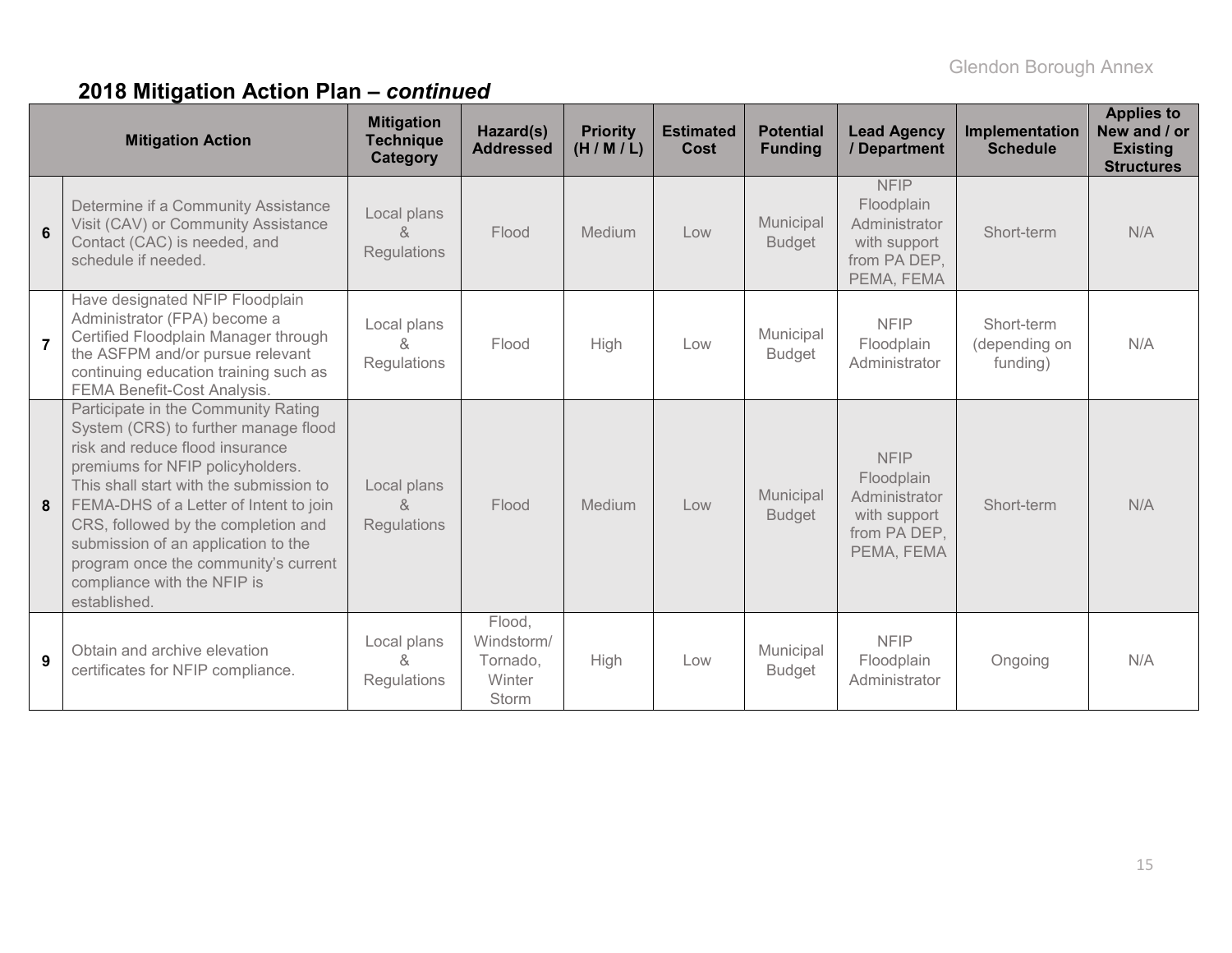## 2018 Mitigation Action Plan – *continued*

| | Mitigation Action | Mitigation Technique Category | Hazard(s) Addressed | Priority (H / M / L) | Estimated Cost | Potential Funding | Lead Agency / Department | Implementation Schedule | Applies to New and / or Existing Structures |
|---|---|---|---|---|---|---|---|---|---|
| **6** | Determine if a Community Assistance Visit (CAV) or Community Assistance Contact (CAC) is needed, and schedule if needed. | Local plans & Regulations | Flood | Medium | Low | Municipal Budget | NFIP Floodplain Administrator with support from PA DEP, PEMA, FEMA | Short-term | N/A |
| **7** | Have designated NFIP Floodplain Administrator (FPA) become a Certified Floodplain Manager through the ASFPM and/or pursue relevant continuing education training such as FEMA Benefit-Cost Analysis. | Local plans & Regulations | Flood | High | Low | Municipal Budget | NFIP Floodplain Administrator | Short-term (depending on funding) | N/A |
| **8** | Participate in the Community Rating System (CRS) to further manage flood risk and reduce flood insurance premiums for NFIP policyholders. This shall start with the submission to FEMA-DHS of a Letter of Intent to join CRS, followed by the completion and submission of an application to the program once the community's current compliance with the NFIP is established. | Local plans & Regulations | Flood | Medium | Low | Municipal Budget | NFIP Floodplain Administrator with support from PA DEP, PEMA, FEMA | Short-term | N/A |
| **9** | Obtain and archive elevation certificates for NFIP compliance. | Local plans & Regulations | Flood, Windstorm/ Tornado, Winter Storm | High | Low | Municipal Budget | NFIP Floodplain Administrator | Ongoing | N/A |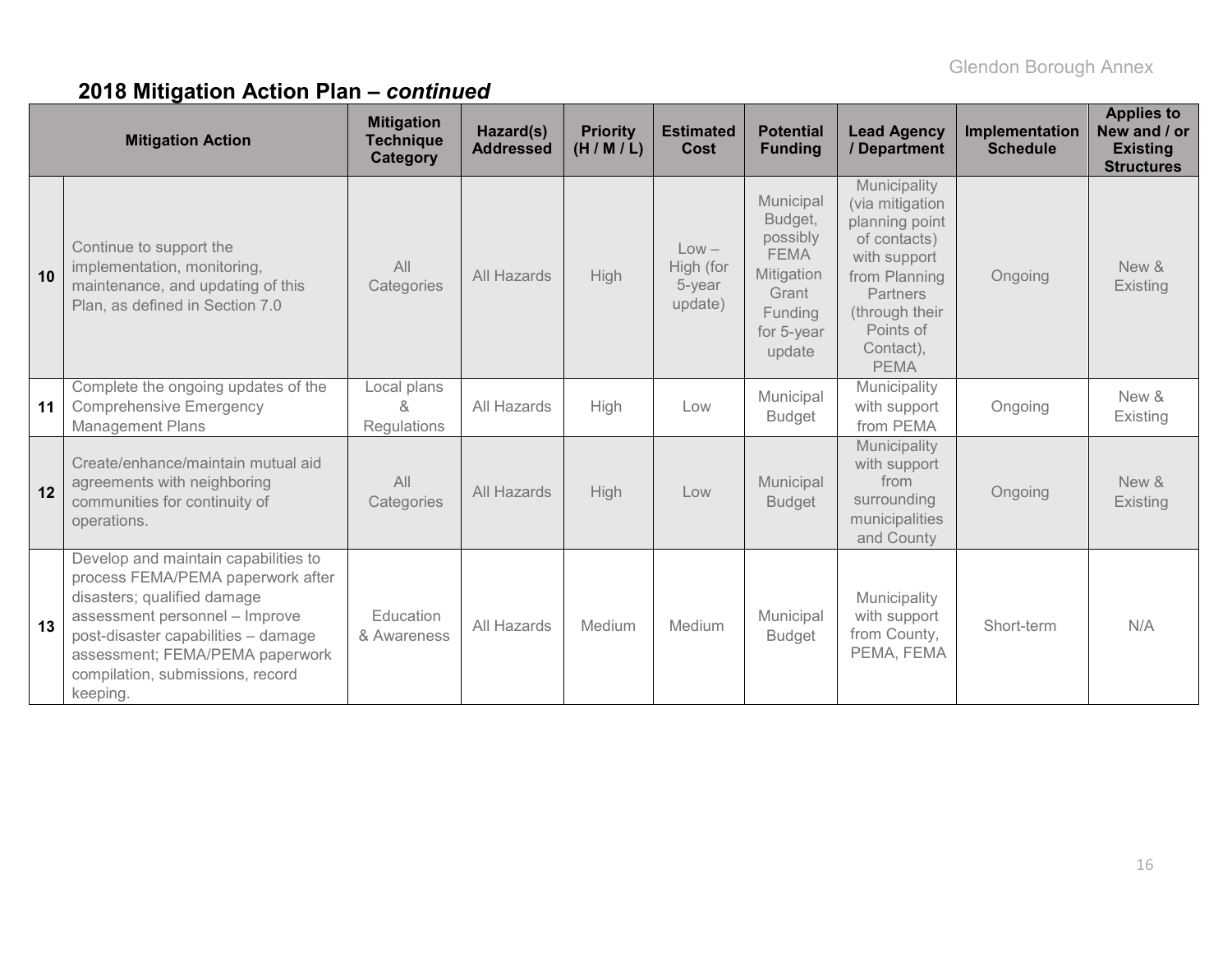## 2018 Mitigation Action Plan – *continued*

| | Mitigation Action | Mitigation Technique Category | Hazard(s) Addressed | Priority (H / M / L) | Estimated Cost | Potential Funding | Lead Agency / Department | Implementation Schedule | Applies to New and / or Existing Structures |
|---|---|---|---|---|---|---|---|---|---|
| 10 | Continue to support the implementation, monitoring, maintenance, and updating of this Plan, as defined in Section 7.0 | All Categories | All Hazards | High | Low – High (for 5-year update) | Municipal Budget, possibly FEMA Mitigation Grant Funding for 5-year update | Municipality (via mitigation planning point of contacts) with support from Planning Partners (through their Points of Contact), PEMA | Ongoing | New & Existing |
| 11 | Complete the ongoing updates of the Comprehensive Emergency Management Plans | Local plans & Regulations | All Hazards | High | Low | Municipal Budget | Municipality with support from PEMA | Ongoing | New & Existing |
| 12 | Create/enhance/maintain mutual aid agreements with neighboring communities for continuity of operations. | All Categories | All Hazards | High | Low | Municipal Budget | Municipality with support from surrounding municipalities and County | Ongoing | New & Existing |
| 13 | Develop and maintain capabilities to process FEMA/PEMA paperwork after disasters; qualified damage assessment personnel – Improve post-disaster capabilities – damage assessment; FEMA/PEMA paperwork compilation, submissions, record keeping. | Education & Awareness | All Hazards | Medium | Medium | Municipal Budget | Municipality with support from County, PEMA, FEMA | Short-term | N/A |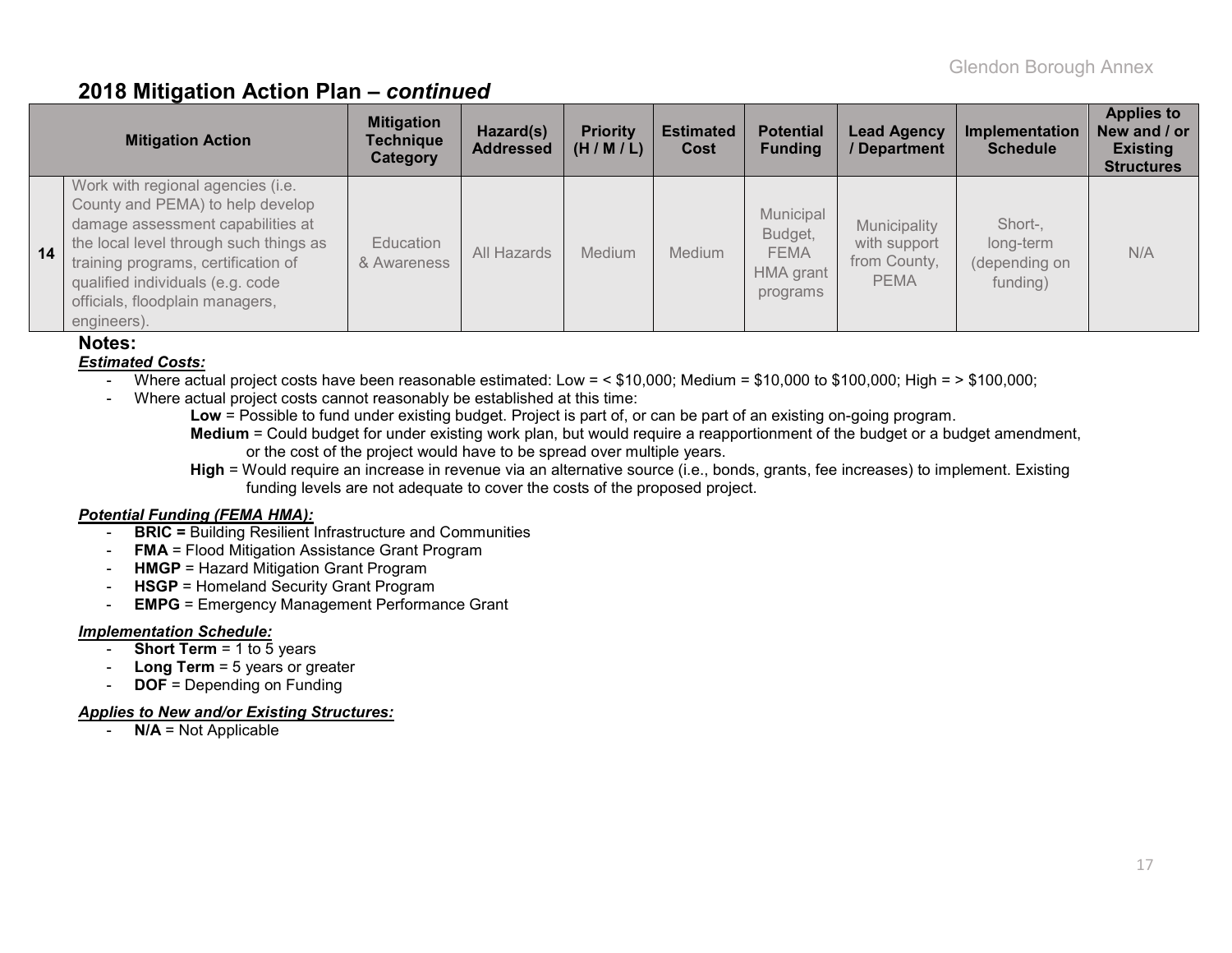## 2018 Mitigation Action Plan – *continued*

| | Mitigation Action | Mitigation Technique Category | Hazard(s) Addressed | Priority (H / M / L) | Estimated Cost | Potential Funding | Lead Agency / Department | Implementation Schedule | Applies to New and / or Existing Structures |
|---|---|---|---|---|---|---|---|---|---|
| 14 | Work with regional agencies (i.e. County and PEMA) to help develop damage assessment capabilities at the local level through such things as training programs, certification of qualified individuals (e.g. code officials, floodplain managers, engineers). | Education & Awareness | All Hazards | Medium | Medium | Municipal Budget, FEMA HMA grant programs | Municipality with support from County, PEMA | Short-, long-term (depending on funding) | N/A |

**Notes:**

***Estimated Costs:***

- Where actual project costs have been reasonable estimated: Low = < $10,000; Medium = $10,000 to $100,000; High = > $100,000;
- Where actual project costs cannot reasonably be established at this time:
  - **Low** = Possible to fund under existing budget. Project is part of, or can be part of an existing on-going program.
  - **Medium** = Could budget for under existing work plan, but would require a reapportionment of the budget or a budget amendment, or the cost of the project would have to be spread over multiple years.
  - **High** = Would require an increase in revenue via an alternative source (i.e., bonds, grants, fee increases) to implement. Existing funding levels are not adequate to cover the costs of the proposed project.

***Potential Funding (FEMA HMA):***

- **BRIC =** Building Resilient Infrastructure and Communities
- **FMA** = Flood Mitigation Assistance Grant Program
- **HMGP** = Hazard Mitigation Grant Program
- **HSGP** = Homeland Security Grant Program
- **EMPG** = Emergency Management Performance Grant

***Implementation Schedule:***

- **Short Term** = 1 to 5 years
- **Long Term** = 5 years or greater
- **DOF** = Depending on Funding

***Applies to New and/or Existing Structures:***

- **N/A** = Not Applicable